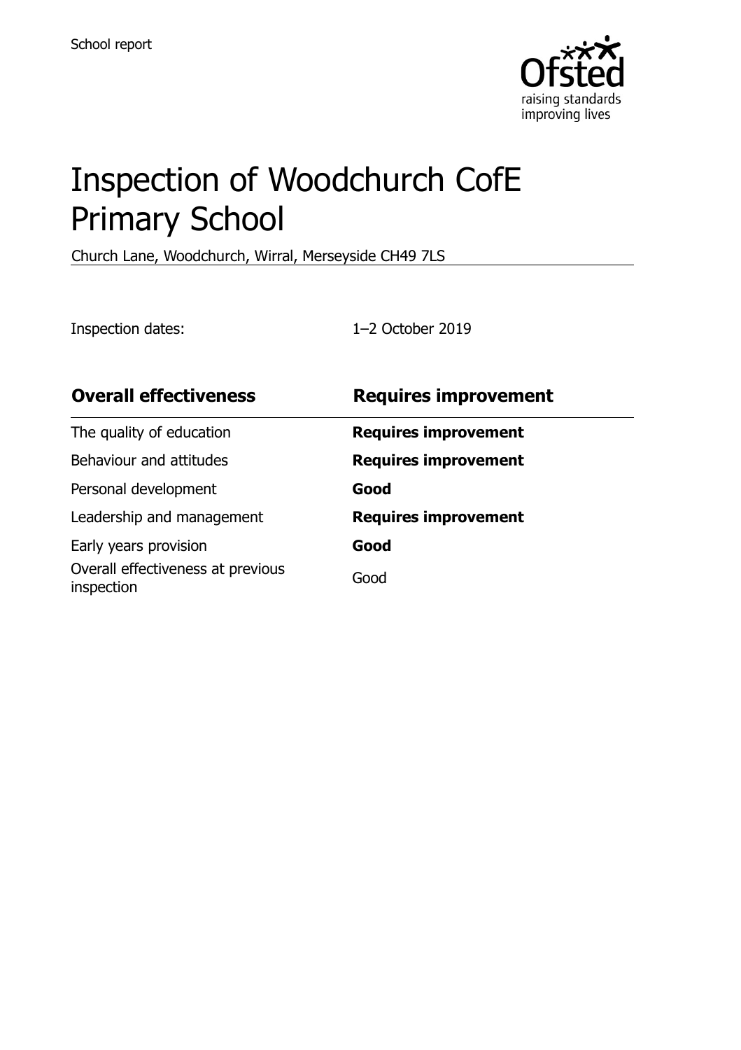School report

# Inspection of Woodchurch CofE Primary School

Church Lane, Woodchurch, Wirral, Merseyside CH49 7LS

Inspection dates: 1–2 October 2019

| **Overall effectiveness** | **Requires improvement** |
| --- | --- |
| The quality of education | **Requires improvement** |
| Behaviour and attitudes | **Requires improvement** |
| Personal development | **Good** |
| Leadership and management | **Requires improvement** |
| Early years provision | **Good** |
| Overall effectiveness at previous inspection | Good |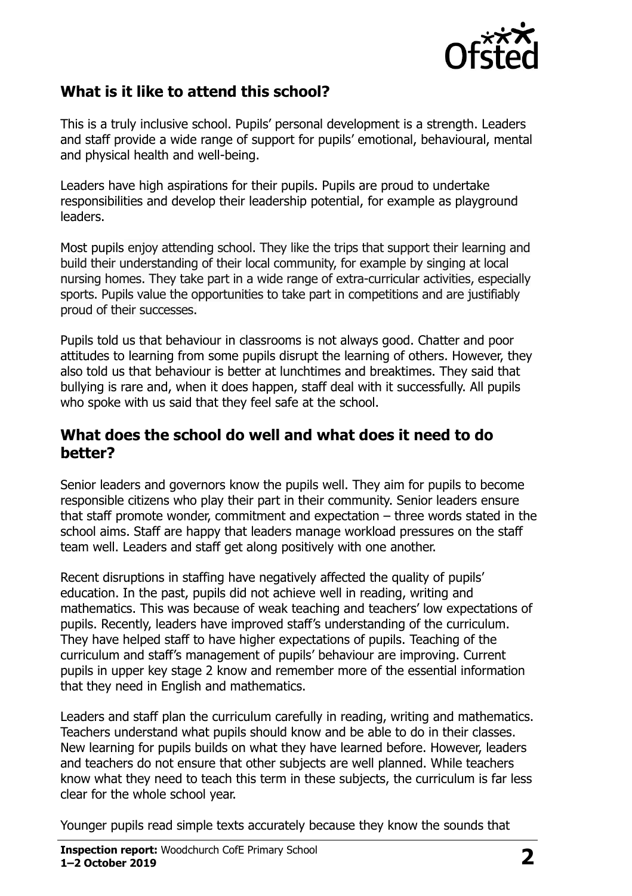## What is it like to attend this school?

This is a truly inclusive school. Pupils' personal development is a strength. Leaders and staff provide a wide range of support for pupils' emotional, behavioural, mental and physical health and well-being.

Leaders have high aspirations for their pupils. Pupils are proud to undertake responsibilities and develop their leadership potential, for example as playground leaders.

Most pupils enjoy attending school. They like the trips that support their learning and build their understanding of their local community, for example by singing at local nursing homes. They take part in a wide range of extra-curricular activities, especially sports. Pupils value the opportunities to take part in competitions and are justifiably proud of their successes.

Pupils told us that behaviour in classrooms is not always good. Chatter and poor attitudes to learning from some pupils disrupt the learning of others. However, they also told us that behaviour is better at lunchtimes and breaktimes. They said that bullying is rare and, when it does happen, staff deal with it successfully. All pupils who spoke with us said that they feel safe at the school.

## What does the school do well and what does it need to do better?

Senior leaders and governors know the pupils well. They aim for pupils to become responsible citizens who play their part in their community. Senior leaders ensure that staff promote wonder, commitment and expectation – three words stated in the school aims. Staff are happy that leaders manage workload pressures on the staff team well. Leaders and staff get along positively with one another.

Recent disruptions in staffing have negatively affected the quality of pupils' education. In the past, pupils did not achieve well in reading, writing and mathematics. This was because of weak teaching and teachers' low expectations of pupils. Recently, leaders have improved staff's understanding of the curriculum. They have helped staff to have higher expectations of pupils. Teaching of the curriculum and staff's management of pupils' behaviour are improving. Current pupils in upper key stage 2 know and remember more of the essential information that they need in English and mathematics.

Leaders and staff plan the curriculum carefully in reading, writing and mathematics. Teachers understand what pupils should know and be able to do in their classes. New learning for pupils builds on what they have learned before. However, leaders and teachers do not ensure that other subjects are well planned. While teachers know what they need to teach this term in these subjects, the curriculum is far less clear for the whole school year.

Younger pupils read simple texts accurately because they know the sounds that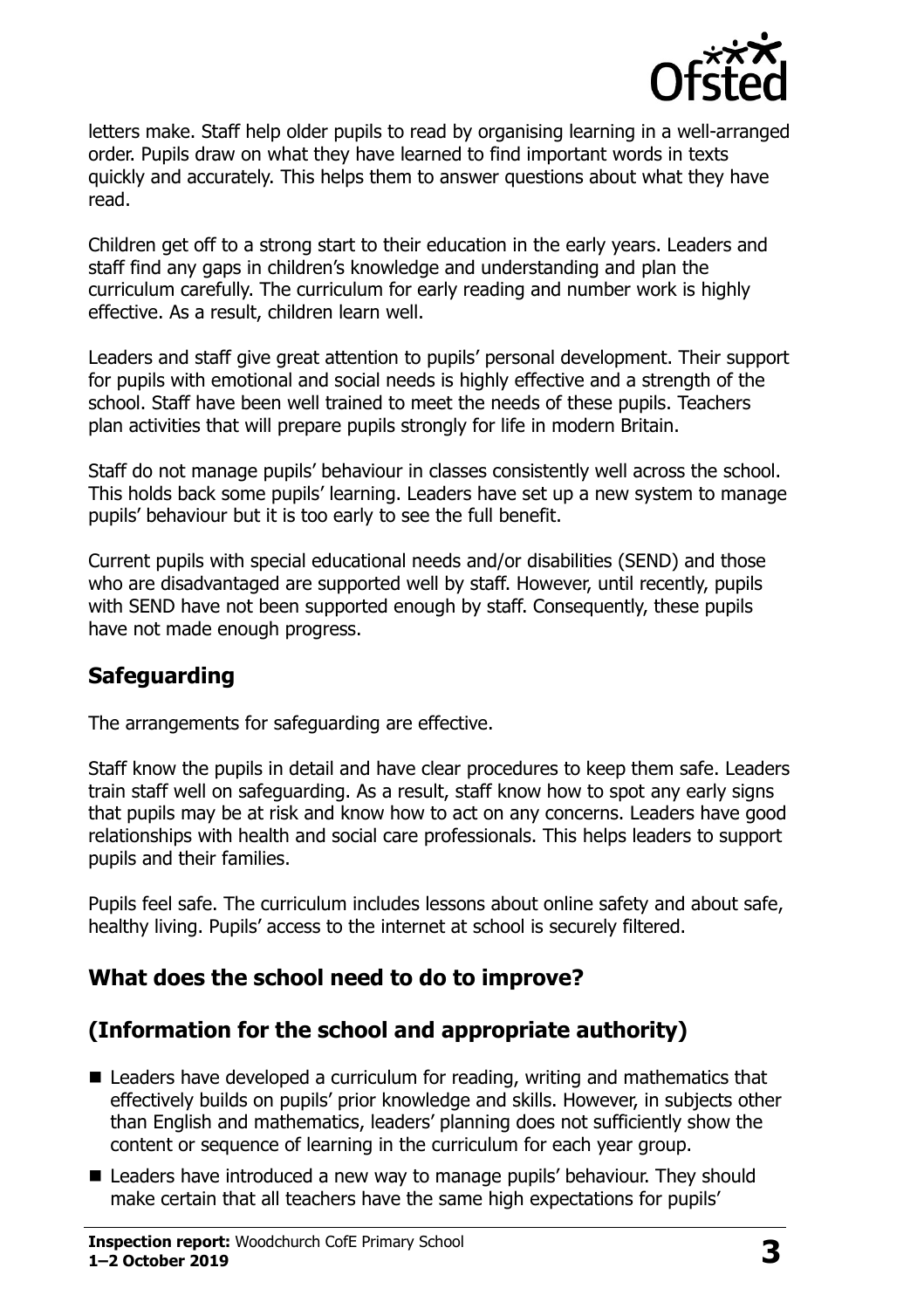letters make. Staff help older pupils to read by organising learning in a well-arranged order. Pupils draw on what they have learned to find important words in texts quickly and accurately. This helps them to answer questions about what they have read.

Children get off to a strong start to their education in the early years. Leaders and staff find any gaps in children's knowledge and understanding and plan the curriculum carefully. The curriculum for early reading and number work is highly effective. As a result, children learn well.

Leaders and staff give great attention to pupils' personal development. Their support for pupils with emotional and social needs is highly effective and a strength of the school. Staff have been well trained to meet the needs of these pupils. Teachers plan activities that will prepare pupils strongly for life in modern Britain.

Staff do not manage pupils' behaviour in classes consistently well across the school. This holds back some pupils' learning. Leaders have set up a new system to manage pupils' behaviour but it is too early to see the full benefit.

Current pupils with special educational needs and/or disabilities (SEND) and those who are disadvantaged are supported well by staff. However, until recently, pupils with SEND have not been supported enough by staff. Consequently, these pupils have not made enough progress.

## Safeguarding

The arrangements for safeguarding are effective.

Staff know the pupils in detail and have clear procedures to keep them safe. Leaders train staff well on safeguarding. As a result, staff know how to spot any early signs that pupils may be at risk and know how to act on any concerns. Leaders have good relationships with health and social care professionals. This helps leaders to support pupils and their families.

Pupils feel safe. The curriculum includes lessons about online safety and about safe, healthy living. Pupils' access to the internet at school is securely filtered.

## What does the school need to do to improve?

## (Information for the school and appropriate authority)

- Leaders have developed a curriculum for reading, writing and mathematics that effectively builds on pupils' prior knowledge and skills. However, in subjects other than English and mathematics, leaders' planning does not sufficiently show the content or sequence of learning in the curriculum for each year group.
- Leaders have introduced a new way to manage pupils' behaviour. They should make certain that all teachers have the same high expectations for pupils'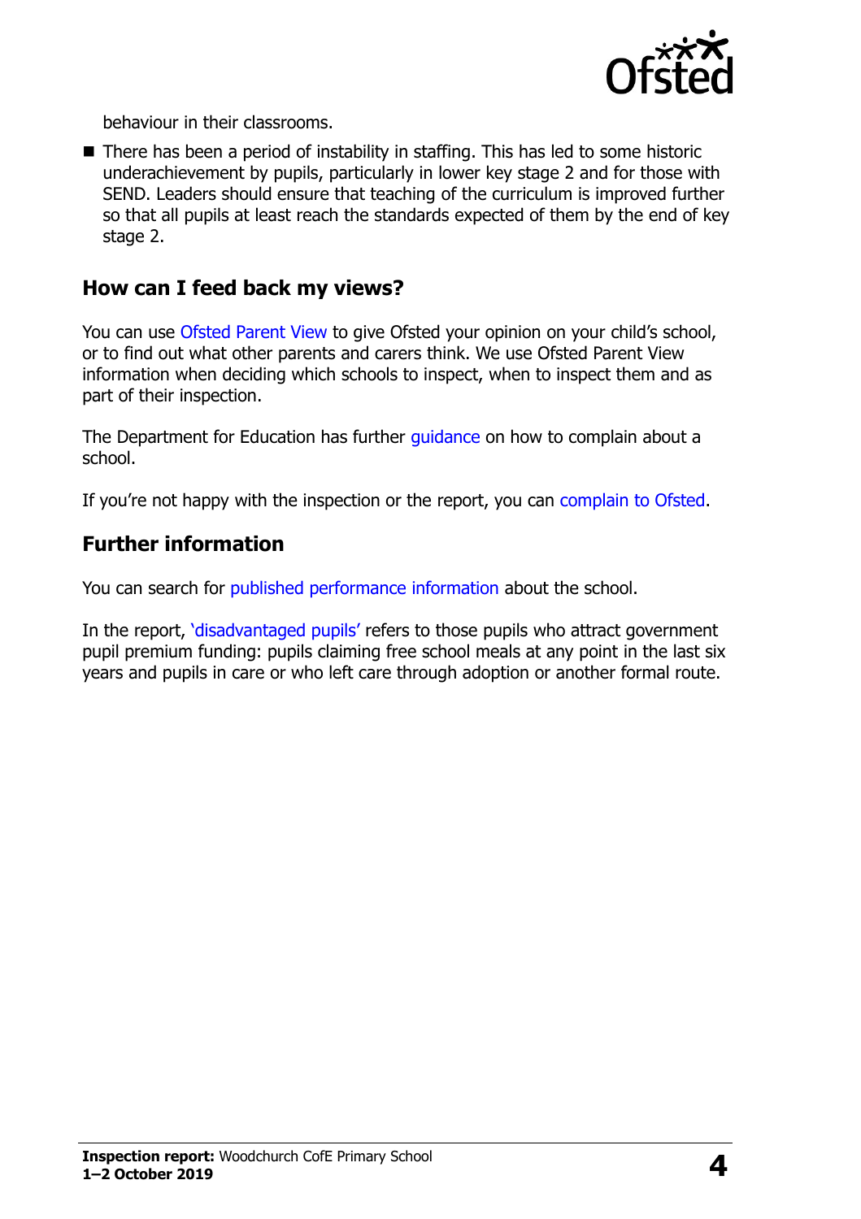behaviour in their classrooms.

- There has been a period of instability in staffing. This has led to some historic underachievement by pupils, particularly in lower key stage 2 and for those with SEND. Leaders should ensure that teaching of the curriculum is improved further so that all pupils at least reach the standards expected of them by the end of key stage 2.

## How can I feed back my views?

You can use Ofsted Parent View to give Ofsted your opinion on your child's school, or to find out what other parents and carers think. We use Ofsted Parent View information when deciding which schools to inspect, when to inspect them and as part of their inspection.

The Department for Education has further guidance on how to complain about a school.

If you're not happy with the inspection or the report, you can complain to Ofsted.

## Further information

You can search for published performance information about the school.

In the report, 'disadvantaged pupils' refers to those pupils who attract government pupil premium funding: pupils claiming free school meals at any point in the last six years and pupils in care or who left care through adoption or another formal route.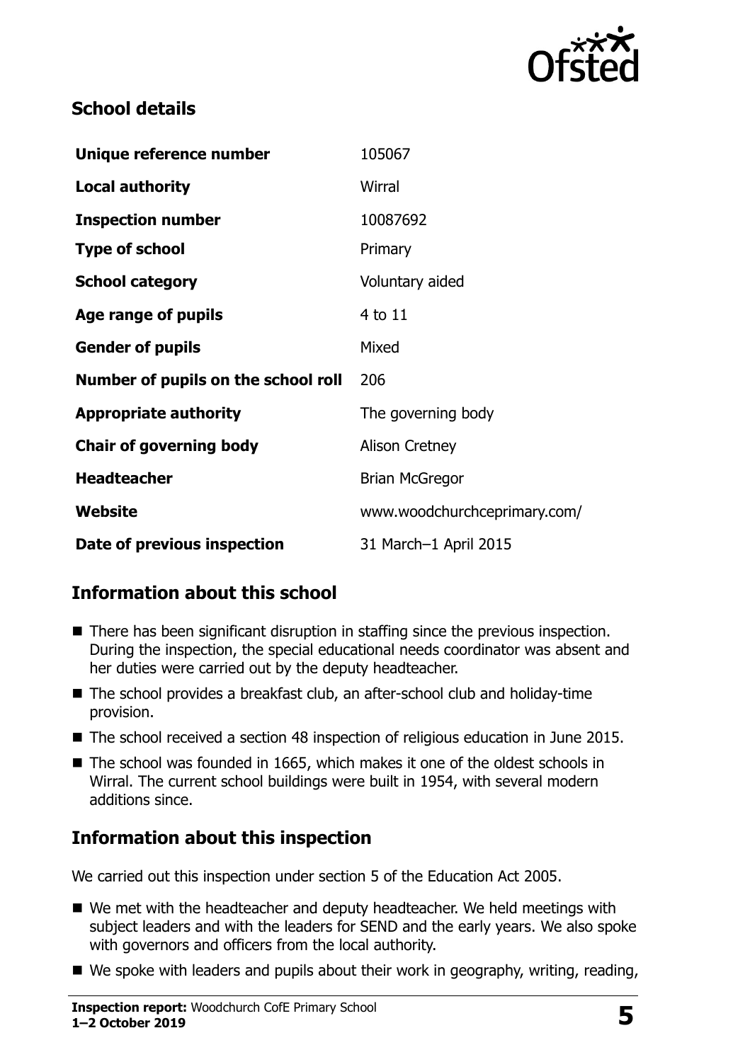## School details

| | |
|---|---|
| **Unique reference number** | 105067 |
| **Local authority** | Wirral |
| **Inspection number** | 10087692 |
| **Type of school** | Primary |
| **School category** | Voluntary aided |
| **Age range of pupils** | 4 to 11 |
| **Gender of pupils** | Mixed |
| **Number of pupils on the school roll** | 206 |
| **Appropriate authority** | The governing body |
| **Chair of governing body** | Alison Cretney |
| **Headteacher** | Brian McGregor |
| **Website** | www.woodchurchceprimary.com/ |
| **Date of previous inspection** | 31 March–1 April 2015 |

## Information about this school

- There has been significant disruption in staffing since the previous inspection. During the inspection, the special educational needs coordinator was absent and her duties were carried out by the deputy headteacher.
- The school provides a breakfast club, an after-school club and holiday-time provision.
- The school received a section 48 inspection of religious education in June 2015.
- The school was founded in 1665, which makes it one of the oldest schools in Wirral. The current school buildings were built in 1954, with several modern additions since.

## Information about this inspection

We carried out this inspection under section 5 of the Education Act 2005.

- We met with the headteacher and deputy headteacher. We held meetings with subject leaders and with the leaders for SEND and the early years. We also spoke with governors and officers from the local authority.
- We spoke with leaders and pupils about their work in geography, writing, reading,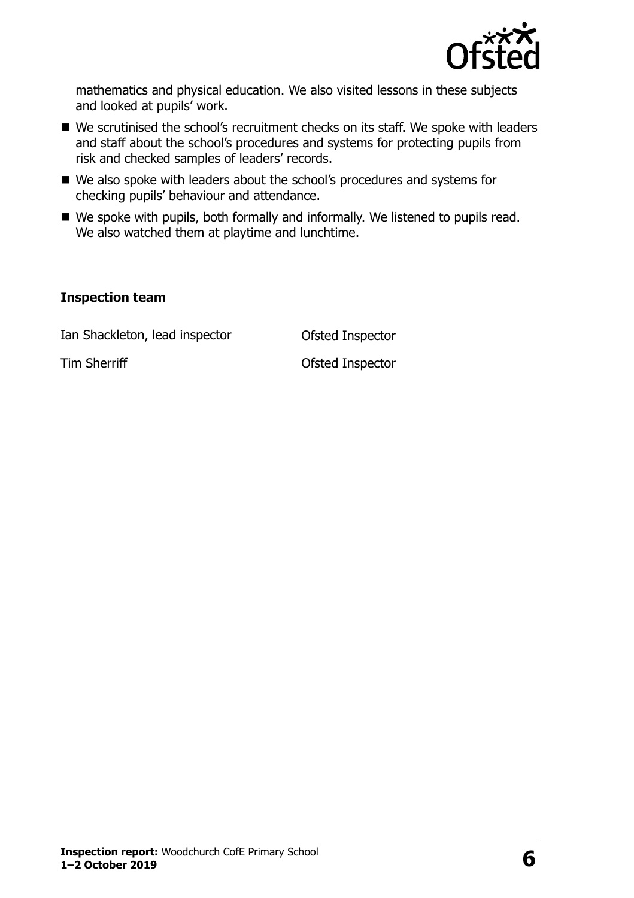mathematics and physical education. We also visited lessons in these subjects and looked at pupils' work.

- We scrutinised the school's recruitment checks on its staff. We spoke with leaders and staff about the school's procedures and systems for protecting pupils from risk and checked samples of leaders' records.
- We also spoke with leaders about the school's procedures and systems for checking pupils' behaviour and attendance.
- We spoke with pupils, both formally and informally. We listened to pupils read. We also watched them at playtime and lunchtime.

### Inspection team

| | |
|---|---|
| Ian Shackleton, lead inspector | Ofsted Inspector |
| Tim Sherriff | Ofsted Inspector |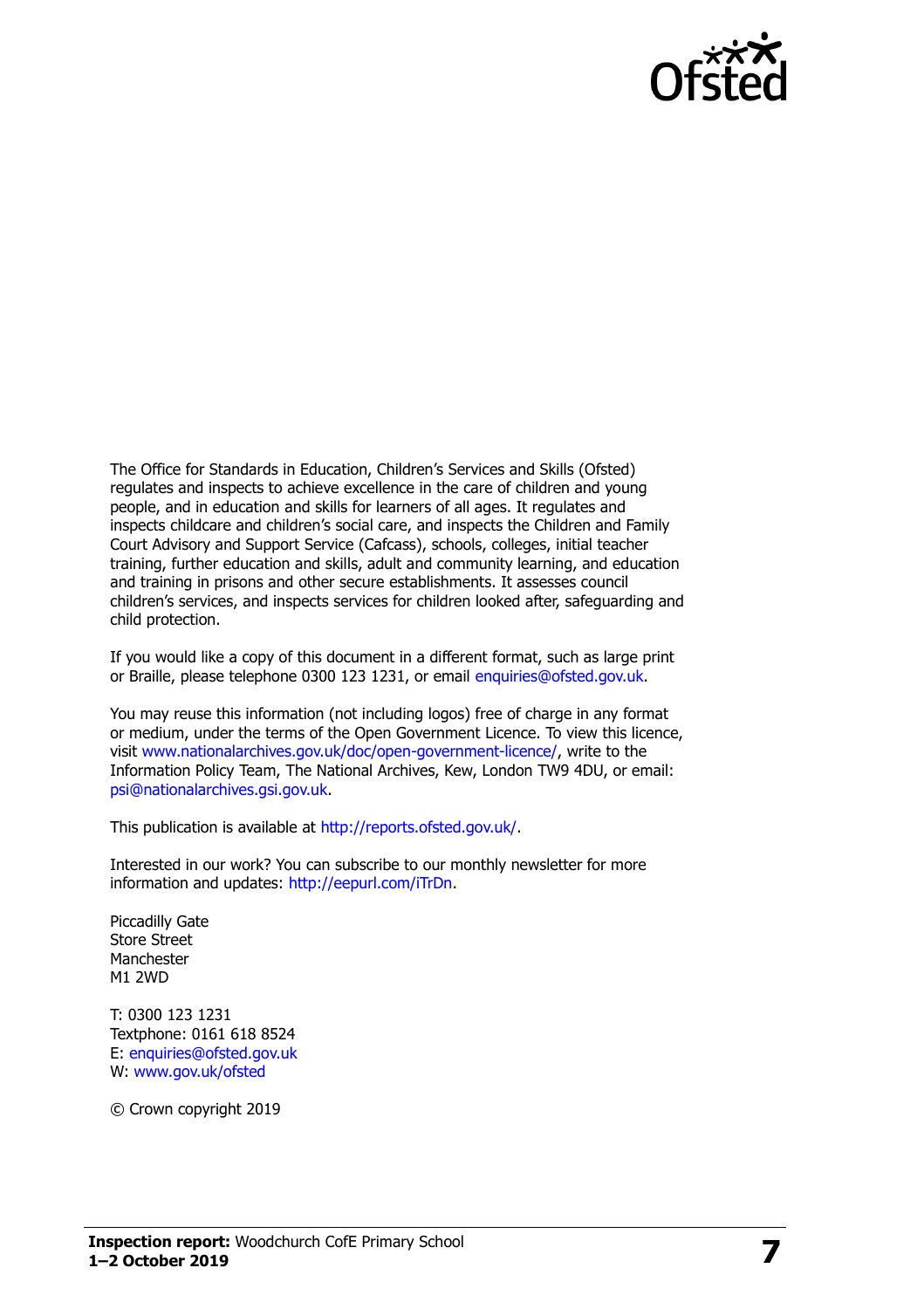The Office for Standards in Education, Children's Services and Skills (Ofsted) regulates and inspects to achieve excellence in the care of children and young people, and in education and skills for learners of all ages. It regulates and inspects childcare and children's social care, and inspects the Children and Family Court Advisory and Support Service (Cafcass), schools, colleges, initial teacher training, further education and skills, adult and community learning, and education and training in prisons and other secure establishments. It assesses council children's services, and inspects services for children looked after, safeguarding and child protection.

If you would like a copy of this document in a different format, such as large print or Braille, please telephone 0300 123 1231, or email enquiries@ofsted.gov.uk.

You may reuse this information (not including logos) free of charge in any format or medium, under the terms of the Open Government Licence. To view this licence, visit www.nationalarchives.gov.uk/doc/open-government-licence/, write to the Information Policy Team, The National Archives, Kew, London TW9 4DU, or email: psi@nationalarchives.gsi.gov.uk.

This publication is available at http://reports.ofsted.gov.uk/.

Interested in our work? You can subscribe to our monthly newsletter for more information and updates: http://eepurl.com/iTrDn.

Piccadilly Gate
Store Street
Manchester
M1 2WD

T: 0300 123 1231
Textphone: 0161 618 8524
E: enquiries@ofsted.gov.uk
W: www.gov.uk/ofsted

© Crown copyright 2019